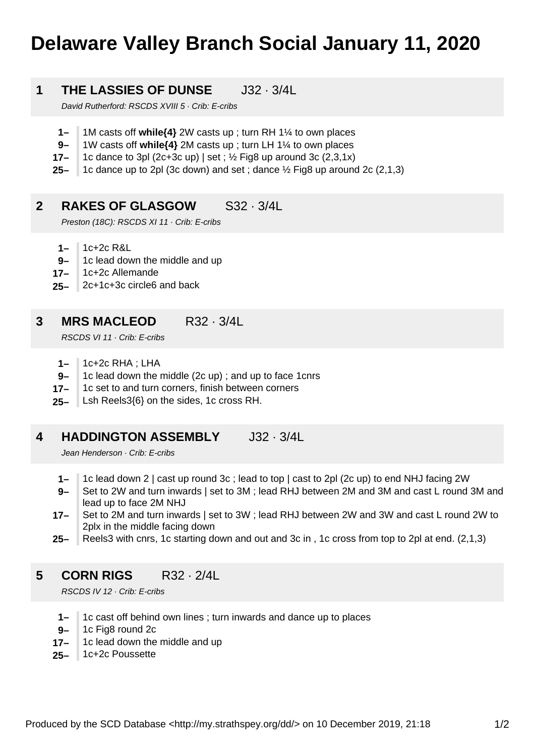# Delaware Valley Branch Social January 11, 2020

## 1 THE LASSIES OF DUNSE J32 · 3/4L

*David Rutherford: RSCDS XVIII 5 · Crib: E-cribs*

- **1–** 1M casts off **while{4}** 2W casts up ; turn RH 1¼ to own places
- **9–** 1W casts off **while{4}** 2M casts up ; turn LH 1¼ to own places
- **17–** 1c dance to 3pl (2c+3c up) | set ; ½ Fig8 up around 3c (2,3,1x)
- **25–** 1c dance up to 2pl (3c down) and set ; dance ½ Fig8 up around 2c (2,1,3)

## 2 RAKES OF GLASGOW S32 · 3/4L

*Preston (18C): RSCDS XI 11 · Crib: E-cribs*

- **1–** 1c+2c R&L
- **9–** 1c lead down the middle and up
- **17–** 1c+2c Allemande
- **25–** 2c+1c+3c circle6 and back

## 3 MRS MACLEOD R32 · 3/4L

*RSCDS VI 11 · Crib: E-cribs*

- **1–** 1c+2c RHA ; LHA
- **9–** 1c lead down the middle (2c up) ; and up to face 1cnrs
- **17–** 1c set to and turn corners, finish between corners
- **25–** Lsh Reels3{6} on the sides, 1c cross RH.

## 4 HADDINGTON ASSEMBLY J32 · 3/4L

*Jean Henderson · Crib: E-cribs*

- **1–** 1c lead down 2 | cast up round 3c ; lead to top | cast to 2pl (2c up) to end NHJ facing 2W
- **9–** Set to 2W and turn inwards | set to 3M ; lead RHJ between 2M and 3M and cast L round 3M and lead up to face 2M NHJ
- **17–** Set to 2M and turn inwards | set to 3W ; lead RHJ between 2W and 3W and cast L round 2W to 2plx in the middle facing down
- **25–** Reels3 with cnrs, 1c starting down and out and 3c in , 1c cross from top to 2pl at end. (2,1,3)

## 5 CORN RIGS R32 · 2/4L

*RSCDS IV 12 · Crib: E-cribs*

- **1–** 1c cast off behind own lines ; turn inwards and dance up to places
- **9–** 1c Fig8 round 2c
- **17–** 1c lead down the middle and up
- **25–** 1c+2c Poussette

Produced by the SCD Database <http://my.strathspey.org/dd/> on 10 December 2019, 21:18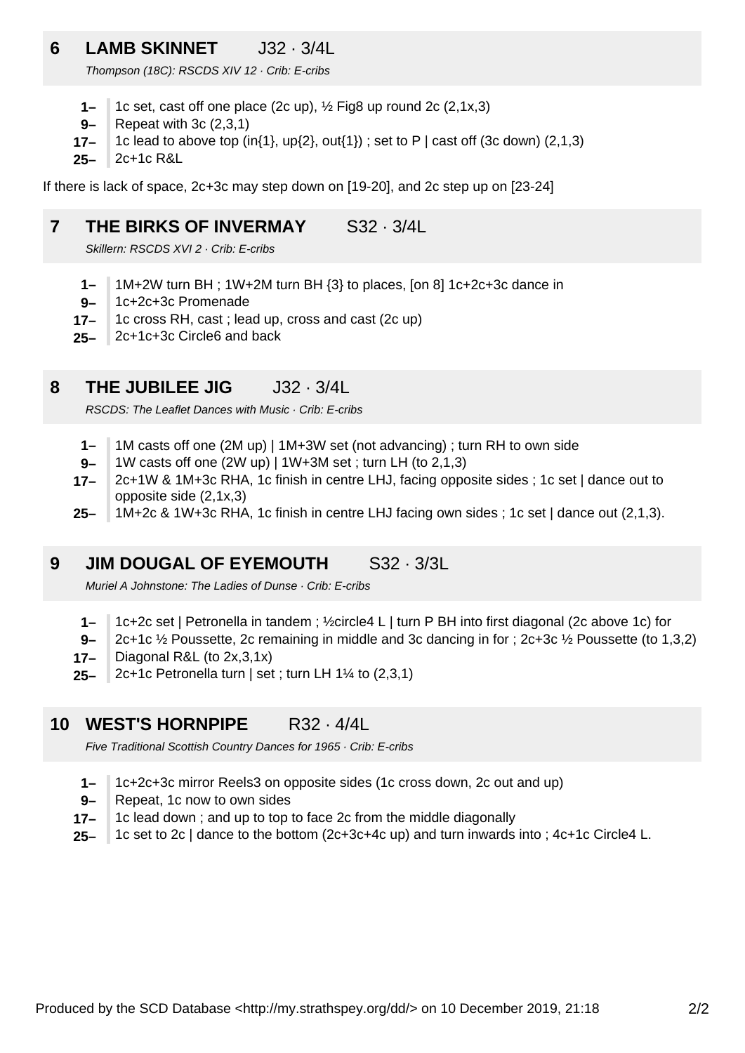## 6 LAMB SKINNET J32 · 3/4L

*Thompson (18C): RSCDS XIV 12 · Crib: E-cribs*

- **1–** 1c set, cast off one place (2c up), ½ Fig8 up round 2c (2,1x,3)
- **9–** Repeat with 3c (2,3,1)
- **17–** 1c lead to above top (in{1}, up{2}, out{1}) ; set to P | cast off (3c down) (2,1,3)
- **25–** 2c+1c R&L

If there is lack of space, 2c+3c may step down on [19-20], and 2c step up on [23-24]

## 7 THE BIRKS OF INVERMAY S32 · 3/4L

*Skillern: RSCDS XVI 2 · Crib: E-cribs*

- **1–** 1M+2W turn BH ; 1W+2M turn BH {3} to places, [on 8] 1c+2c+3c dance in
- **9–** 1c+2c+3c Promenade
- **17–** 1c cross RH, cast ; lead up, cross and cast (2c up)
- **25–** 2c+1c+3c Circle6 and back

## 8 THE JUBILEE JIG J32 · 3/4L

*RSCDS: The Leaflet Dances with Music · Crib: E-cribs*

- **1–** 1M casts off one (2M up) | 1M+3W set (not advancing) ; turn RH to own side
- **9–** 1W casts off one (2W up) | 1W+3M set ; turn LH (to 2,1,3)
- **17–** 2c+1W & 1M+3c RHA, 1c finish in centre LHJ, facing opposite sides ; 1c set | dance out to opposite side (2,1x,3)
- **25–** 1M+2c & 1W+3c RHA, 1c finish in centre LHJ facing own sides ; 1c set | dance out (2,1,3).

## 9 JIM DOUGAL OF EYEMOUTH S32 · 3/3L

*Muriel A Johnstone: The Ladies of Dunse · Crib: E-cribs*

- **1–** 1c+2c set | Petronella in tandem ; ½circle4 L | turn P BH into first diagonal (2c above 1c) for
- **9–** 2c+1c ½ Poussette, 2c remaining in middle and 3c dancing in for ; 2c+3c ½ Poussette (to 1,3,2)
- **17–** Diagonal R&L (to 2x,3,1x)
- **25–** 2c+1c Petronella turn | set ; turn LH 1¼ to (2,3,1)

## 10 WEST'S HORNPIPE R32 · 4/4L

*Five Traditional Scottish Country Dances for 1965 · Crib: E-cribs*

- **1–** 1c+2c+3c mirror Reels3 on opposite sides (1c cross down, 2c out and up)
- **9–** Repeat, 1c now to own sides
- **17–** 1c lead down ; and up to top to face 2c from the middle diagonally
- **25–** 1c set to 2c | dance to the bottom (2c+3c+4c up) and turn inwards into ; 4c+1c Circle4 L.

Produced by the SCD Database <http://my.strathspey.org/dd/> on 10 December 2019, 21:18